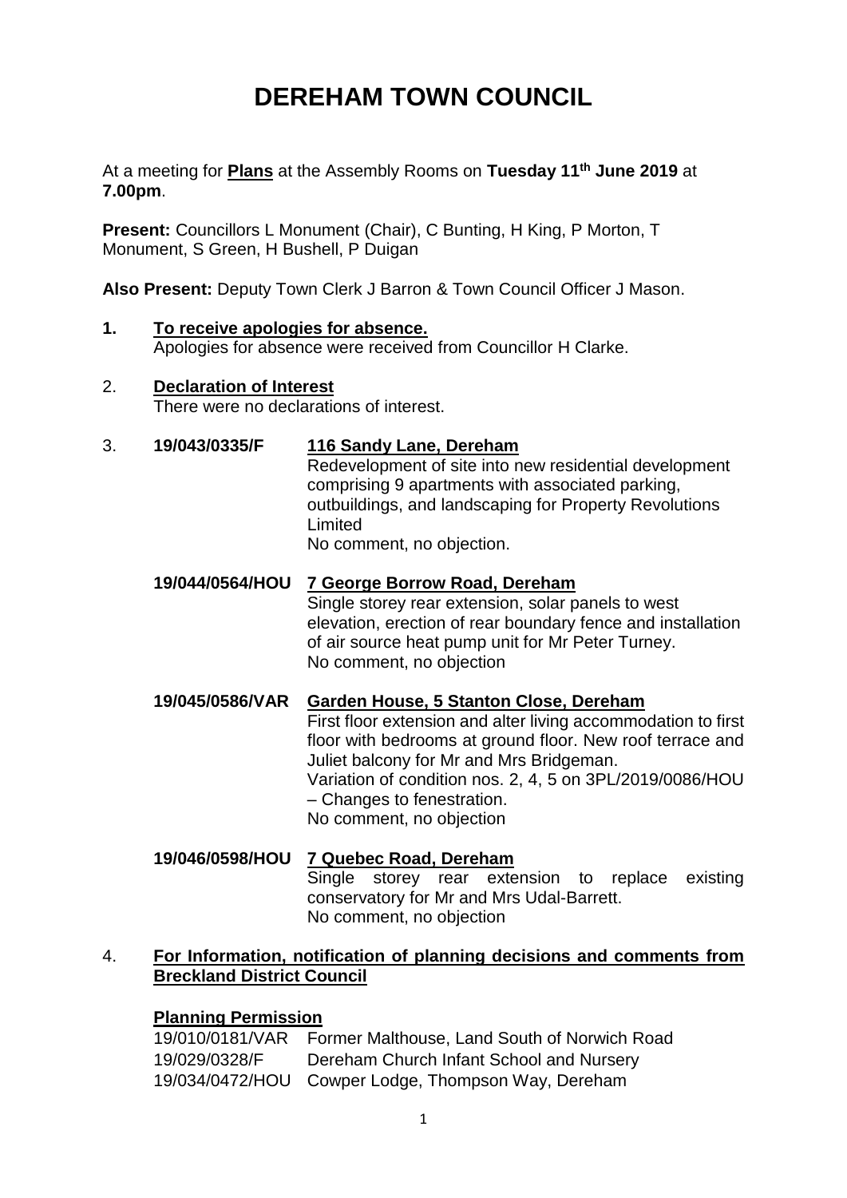# DEREHAM TOWN COUNCIL

At a meeting for **Plans** at the Assembly Rooms on **Tuesday 11th June 2019** at **7.00pm**.

**Present:** Councillors L Monument (Chair), C Bunting, H King, P Morton, T Monument, S Green, H Bushell, P Duigan

**Also Present:** Deputy Town Clerk J Barron & Town Council Officer J Mason.

**1. To receive apologies for absence.**
Apologies for absence were received from Councillor H Clarke.

2. **Declaration of Interest**
There were no declarations of interest.

3. **19/043/0335/F** **116 Sandy Lane, Dereham**
Redevelopment of site into new residential development comprising 9 apartments with associated parking, outbuildings, and landscaping for Property Revolutions Limited
No comment, no objection.

**19/044/0564/HOU** **7 George Borrow Road, Dereham**
Single storey rear extension, solar panels to west elevation, erection of rear boundary fence and installation of air source heat pump unit for Mr Peter Turney.
No comment, no objection

**19/045/0586/VAR** **Garden House, 5 Stanton Close, Dereham**
First floor extension and alter living accommodation to first floor with bedrooms at ground floor. New roof terrace and Juliet balcony for Mr and Mrs Bridgeman.
Variation of condition nos. 2, 4, 5 on 3PL/2019/0086/HOU – Changes to fenestration.
No comment, no objection

**19/046/0598/HOU** **7 Quebec Road, Dereham**
Single storey rear extension to replace existing conservatory for Mr and Mrs Udal-Barrett.
No comment, no objection

4. **For Information, notification of planning decisions and comments from Breckland District Council**

**Planning Permission**

| | |
|---|---|
| 19/010/0181/VAR | Former Malthouse, Land South of Norwich Road |
| 19/029/0328/F | Dereham Church Infant School and Nursery |
| 19/034/0472/HOU | Cowper Lodge, Thompson Way, Dereham |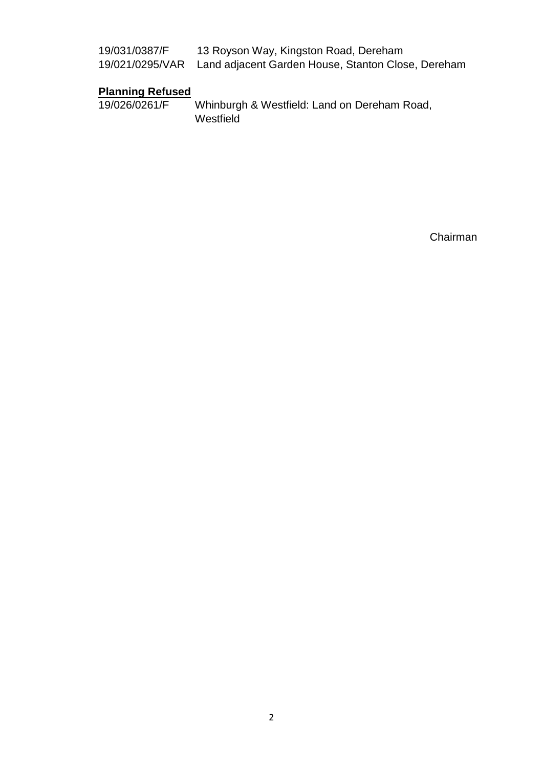19/031/0387/F 13 Royson Way, Kingston Road, Dereham
19/021/0295/VAR Land adjacent Garden House, Stanton Close, Dereham

**Planning Refused**

19/026/0261/F Whinburgh & Westfield: Land on Dereham Road, Westfield

Chairman